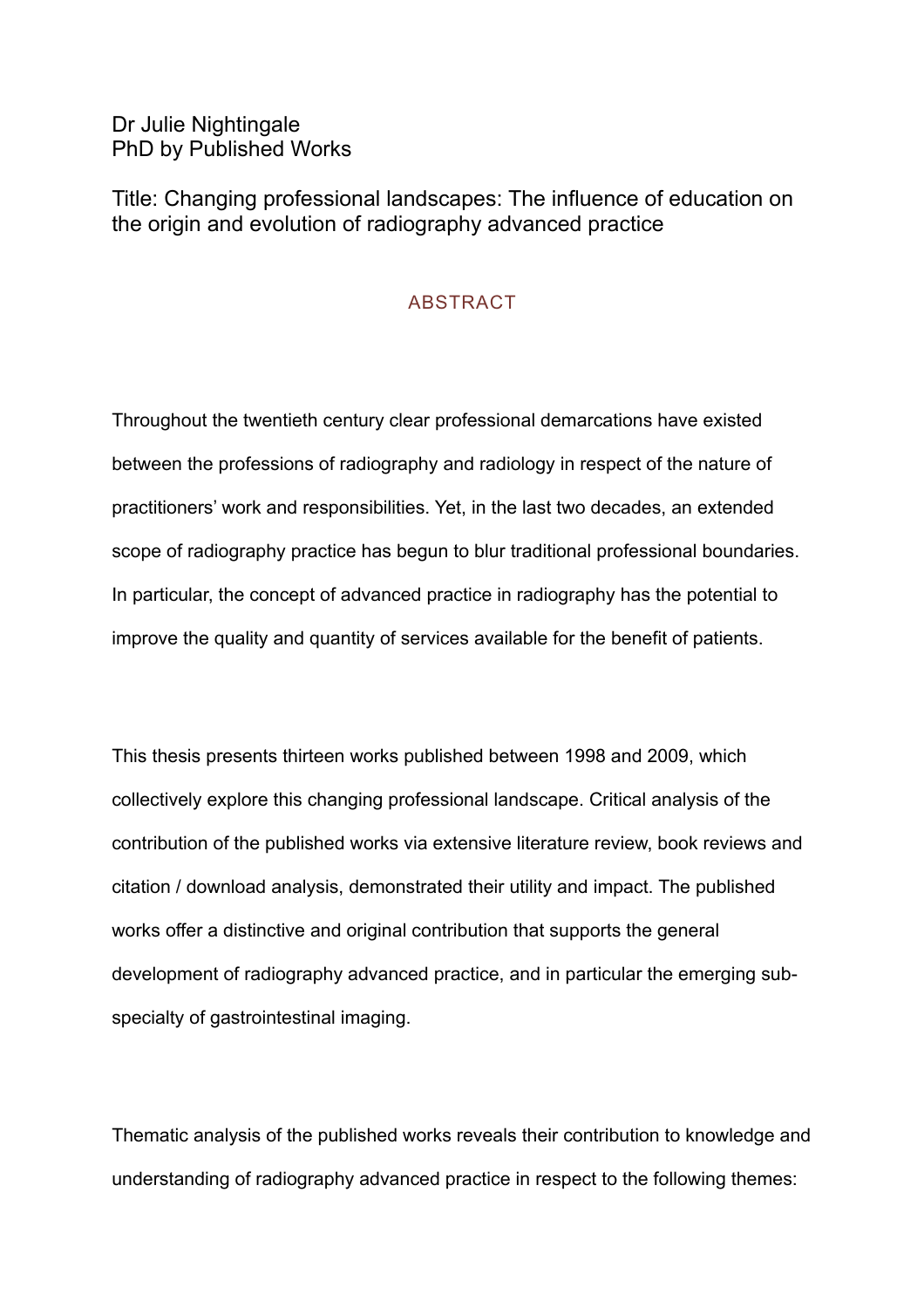Dr Julie Nightingale
PhD by Published Works

Title: Changing professional landscapes: The influence of education on the origin and evolution of radiography advanced practice

## ABSTRACT

Throughout the twentieth century clear professional demarcations have existed between the professions of radiography and radiology in respect of the nature of practitioners' work and responsibilities. Yet, in the last two decades, an extended scope of radiography practice has begun to blur traditional professional boundaries. In particular, the concept of advanced practice in radiography has the potential to improve the quality and quantity of services available for the benefit of patients.

This thesis presents thirteen works published between 1998 and 2009, which collectively explore this changing professional landscape. Critical analysis of the contribution of the published works via extensive literature review, book reviews and citation / download analysis, demonstrated their utility and impact. The published works offer a distinctive and original contribution that supports the general development of radiography advanced practice, and in particular the emerging sub-specialty of gastrointestinal imaging.

Thematic analysis of the published works reveals their contribution to knowledge and understanding of radiography advanced practice in respect to the following themes: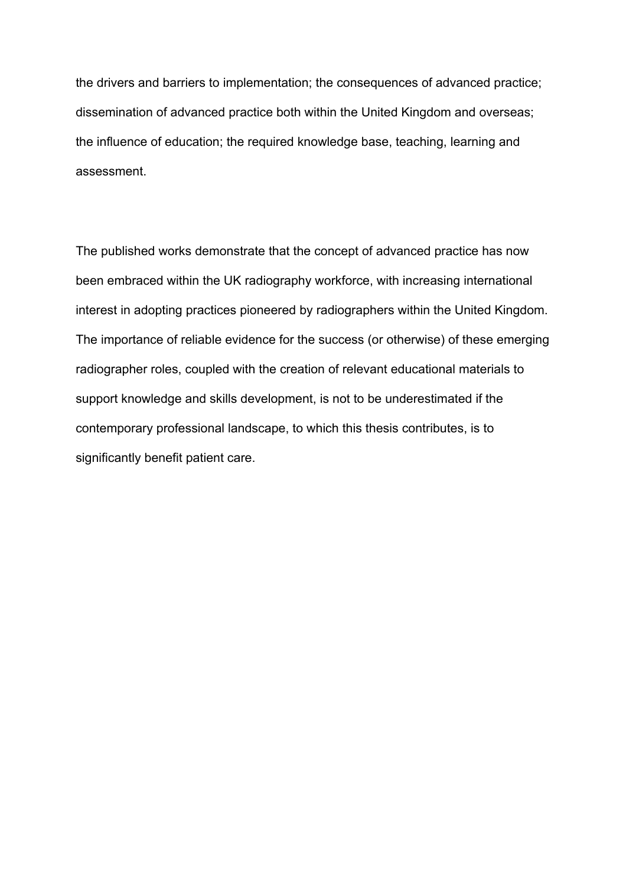the drivers and barriers to implementation; the consequences of advanced practice; dissemination of advanced practice both within the United Kingdom and overseas; the influence of education; the required knowledge base, teaching, learning and assessment.

The published works demonstrate that the concept of advanced practice has now been embraced within the UK radiography workforce, with increasing international interest in adopting practices pioneered by radiographers within the United Kingdom. The importance of reliable evidence for the success (or otherwise) of these emerging radiographer roles, coupled with the creation of relevant educational materials to support knowledge and skills development, is not to be underestimated if the contemporary professional landscape, to which this thesis contributes, is to significantly benefit patient care.